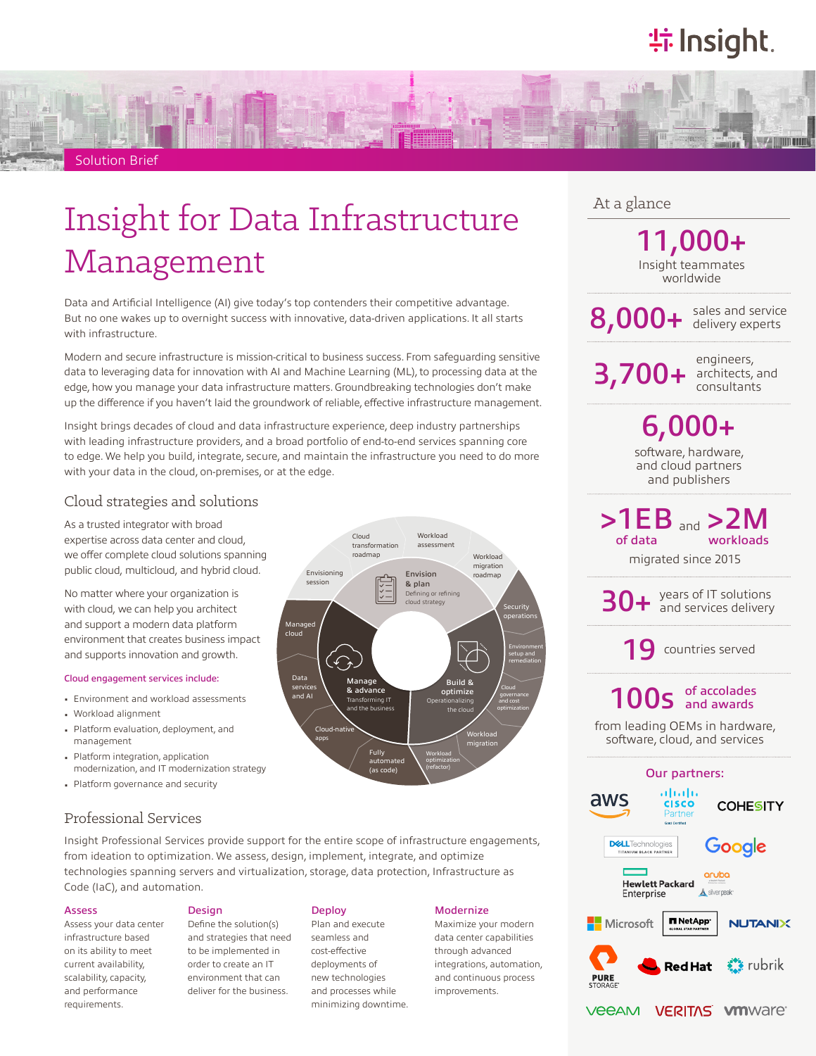Solution Brief

# Insight for Data Infrastructure Management

Data and Artificial Intelligence (AI) give today's top contenders their competitive advantage. But no one wakes up to overnight success with innovative, data-driven applications. It all starts with infrastructure.

Modern and secure infrastructure is mission-critical to business success. From safeguarding sensitive data to leveraging data for innovation with AI and Machine Learning (ML), to processing data at the edge, how you manage your data infrastructure matters. Groundbreaking technologies don't make up the difference if you haven't laid the groundwork of reliable, effective infrastructure management.

Insight brings decades of cloud and data infrastructure experience, deep industry partnerships with leading infrastructure providers, and a broad portfolio of end-to-end services spanning core to edge. We help you build, integrate, secure, and maintain the infrastructure you need to do more with your data in the cloud, on-premises, or at the edge.

## Cloud strategies and solutions

As a trusted integrator with broad expertise across data center and cloud, we offer complete cloud solutions spanning public cloud, multicloud, and hybrid cloud.

No matter where your organization is with cloud, we can help you architect and support a modern data platform environment that creates business impact and supports innovation and growth.

Cloud engagement services include:

- Environment and workload assessments
- Workload alignment
- Platform evaluation, deployment, and management
- Platform integration, application modernization, and IT modernization strategy
- Platform governance and security

Envision & plan — Defining or refining cloud strategy: Envisioning session; Cloud transformation roadmap; Workload assessment; Workload migration roadmap

Build & optimize — Operationalizing the cloud: Security operations; Environment setup and remediation; Cloud governance and cost optimization; Workload migration; Workload optimization (refactor)

Manage & advance — Transforming IT and the business: Fully automated (as code); Cloud-native apps; Data services and AI; Managed cloud

## Professional Services

Insight Professional Services provide support for the entire scope of infrastructure engagements, from ideation to optimization. We assess, design, implement, integrate, and optimize technologies spanning servers and virtualization, storage, data protection, Infrastructure as Code (IaC), and automation.

**Assess**
Assess your data center infrastructure based on its ability to meet current availability, scalability, capacity, and performance requirements.

**Design**
Define the solution(s) and strategies that need to be implemented in order to create an IT environment that can deliver for the business.

**Deploy**
Plan and execute seamless and cost-effective deployments of new technologies and processes while minimizing downtime.

**Modernize**
Maximize your modern data center capabilities through advanced integrations, automation, and continuous process improvements.

## At a glance

**11,000+** Insight teammates worldwide

**8,000+** sales and service delivery experts

**3,700+** engineers, architects, and consultants

**6,000+** software, hardware, and cloud partners and publishers

**>1EB** of data and **>2M** workloads migrated since 2015

**30+** years of IT solutions and services delivery

**19** countries served

**100s** of accolades and awards from leading OEMs in hardware, software, cloud, and services

### Our partners:

AWS, Cisco Partner, Cohesity, Dell Technologies Titanium Black Partner, Google, Hewlett Packard Enterprise, Aruba, Silver Peak, Microsoft, NetApp Global Star Partner, Nutanix, Pure Storage, Red Hat, Rubrik, Veeam, Veritas, VMware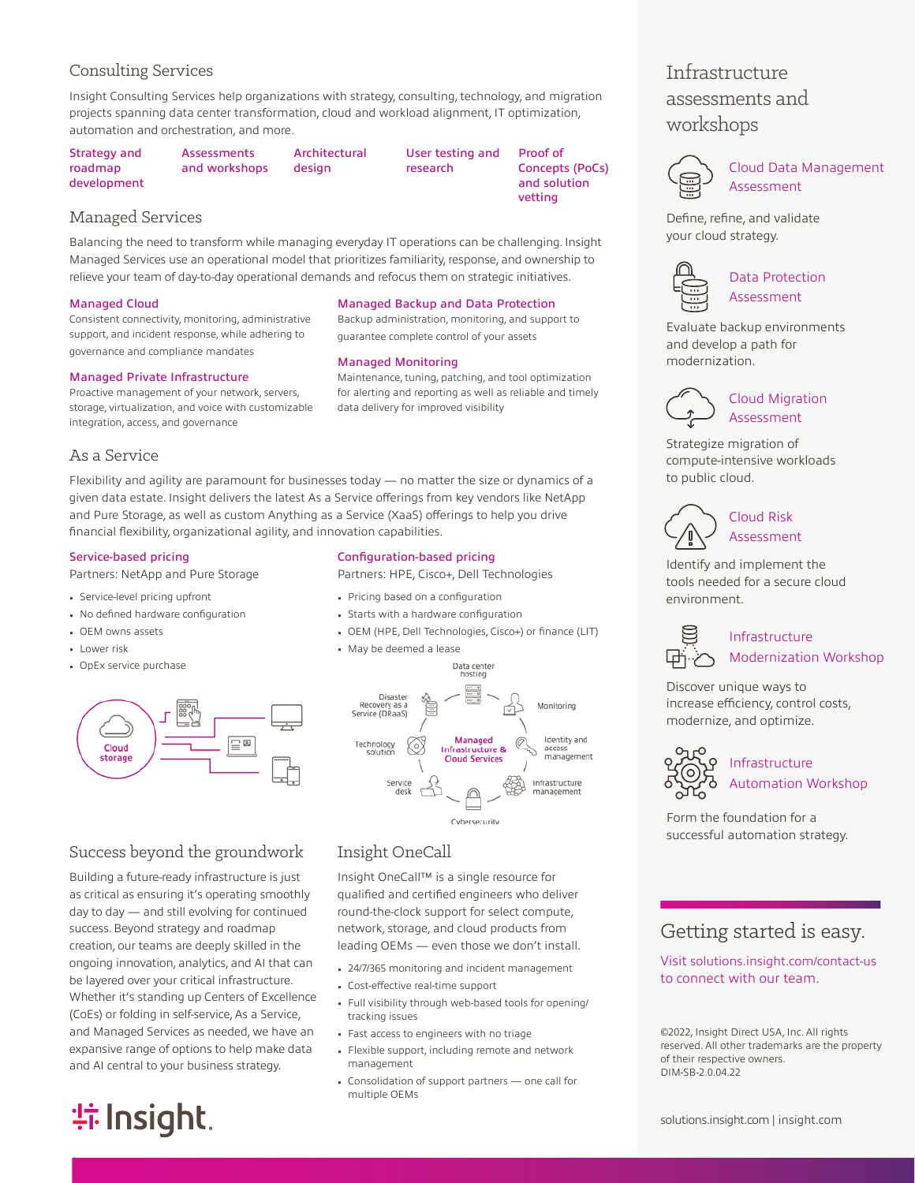## Consulting Services

Insight Consulting Services help organizations with strategy, consulting, technology, and migration projects spanning data center transformation, cloud and workload alignment, IT optimization, automation and orchestration, and more.

- Strategy and roadmap development
- Assessments and workshops
- Architectural design
- User testing and research
- Proof of Concepts (PoCs) and solution vetting

## Managed Services

Balancing the need to transform while managing everyday IT operations can be challenging. Insight Managed Services use an operational model that prioritizes familiarity, response, and ownership to relieve your team of day-to-day operational demands and refocus them on strategic initiatives.

**Managed Cloud**
Consistent connectivity, monitoring, administrative support, and incident response, while adhering to governance and compliance mandates

**Managed Private Infrastructure**
Proactive management of your network, servers, storage, virtualization, and voice with customizable integration, access, and governance

**Managed Backup and Data Protection**
Backup administration, monitoring, and support to guarantee complete control of your assets

**Managed Monitoring**
Maintenance, tuning, patching, and tool optimization for alerting and reporting as well as reliable and timely data delivery for improved visibility

## As a Service

Flexibility and agility are paramount for businesses today — no matter the size or dynamics of a given data estate. Insight delivers the latest As a Service offerings from key vendors like NetApp and Pure Storage, as well as custom Anything as a Service (XaaS) offerings to help you drive financial flexibility, organizational agility, and innovation capabilities.

**Service-based pricing**
Partners: NetApp and Pure Storage

- Service-level pricing upfront
- No defined hardware configuration
- OEM owns assets
- Lower risk
- OpEx service purchase

**Configuration-based pricing**
Partners: HPE, Cisco+, Dell Technologies

- Pricing based on a configuration
- Starts with a hardware configuration
- OEM (HPE, Dell Technologies, Cisco+) or finance (LIT)
- May be deemed a lease

Cloud storage

Managed Infrastructure & Cloud Services
Data center hosting
Monitoring
Identity and access management
Infrastructure management
Cybersecurity
Service desk
Technology solution
Disaster Recovery as a Service (DRaaS)

## Success beyond the groundwork

Building a future-ready infrastructure is just as critical as ensuring it's operating smoothly day to day — and still evolving for continued success. Beyond strategy and roadmap creation, our teams are deeply skilled in the ongoing innovation, analytics, and AI that can be layered over your critical infrastructure. Whether it's standing up Centers of Excellence (CoEs) or folding in self-service, As a Service, and Managed Services as needed, we have an expansive range of options to help make data and AI central to your business strategy.

## Insight OneCall

Insight OneCall™ is a single resource for qualified and certified engineers who deliver round-the-clock support for select compute, network, storage, and cloud products from leading OEMs — even those we don't install.

- 24/7/365 monitoring and incident management
- Cost-effective real-time support
- Full visibility through web-based tools for opening/tracking issues
- Fast access to engineers with no triage
- Flexible support, including remote and network management
- Consolidation of support partners — one call for multiple OEMs

Insight.

## Infrastructure assessments and workshops

**Cloud Data Management Assessment**
Define, refine, and validate your cloud strategy.

**Data Protection Assessment**
Evaluate backup environments and develop a path for modernization.

**Cloud Migration Assessment**
Strategize migration of compute-intensive workloads to public cloud.

**Cloud Risk Assessment**
Identify and implement the tools needed for a secure cloud environment.

**Infrastructure Modernization Workshop**
Discover unique ways to increase efficiency, control costs, modernize, and optimize.

**Infrastructure Automation Workshop**
Form the foundation for a successful automation strategy.

## Getting started is easy.

Visit solutions.insight.com/contact-us to connect with our team.

©2022, Insight Direct USA, Inc. All rights reserved. All other trademarks are the property of their respective owners.
DIM-SB-2.0.04.22

solutions.insight.com | insight.com